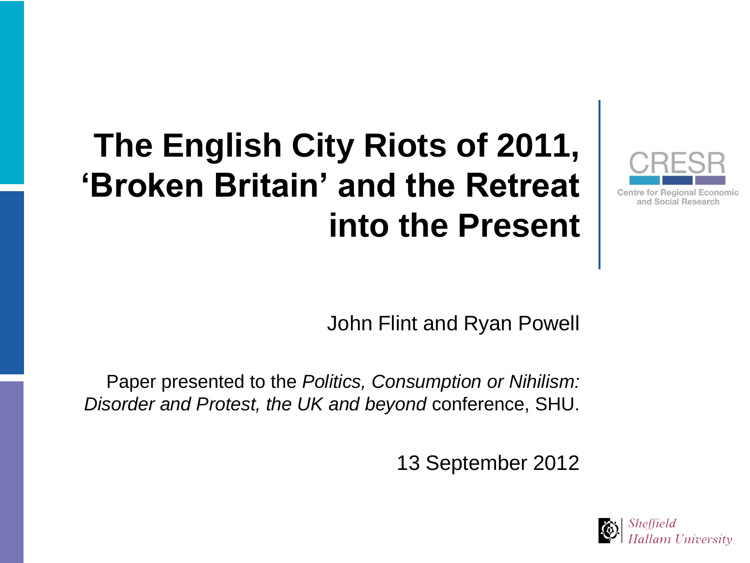# The English City Riots of 2011, 'Broken Britain' and the Retreat into the Present

CRESR

Centre for Regional Economic and Social Research

John Flint and Ryan Powell

Paper presented to the *Politics, Consumption or Nihilism: Disorder and Protest, the UK and beyond* conference, SHU.

13 September 2012

Sheffield Hallam University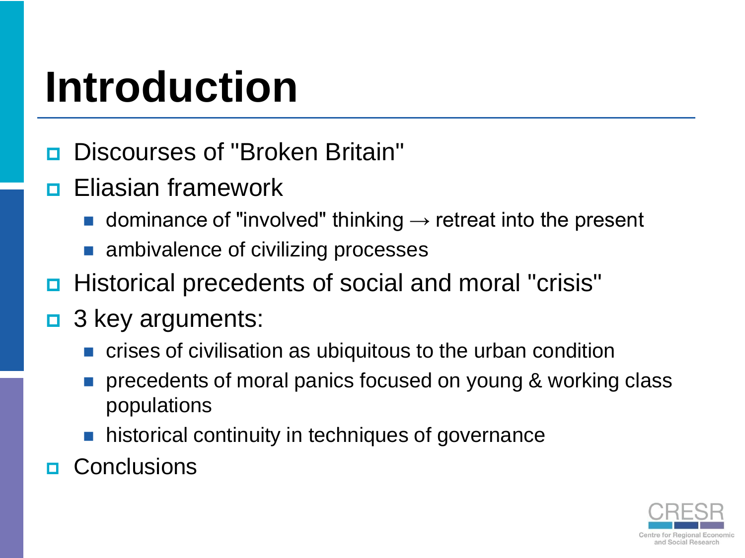# Introduction

- Discourses of "Broken Britain"
- Eliasian framework
  - dominance of "involved" thinking → retreat into the present
  - ambivalence of civilizing processes
- Historical precedents of social and moral "crisis"
- 3 key arguments:
  - crises of civilisation as ubiquitous to the urban condition
  - precedents of moral panics focused on young & working class populations
  - historical continuity in techniques of governance
- Conclusions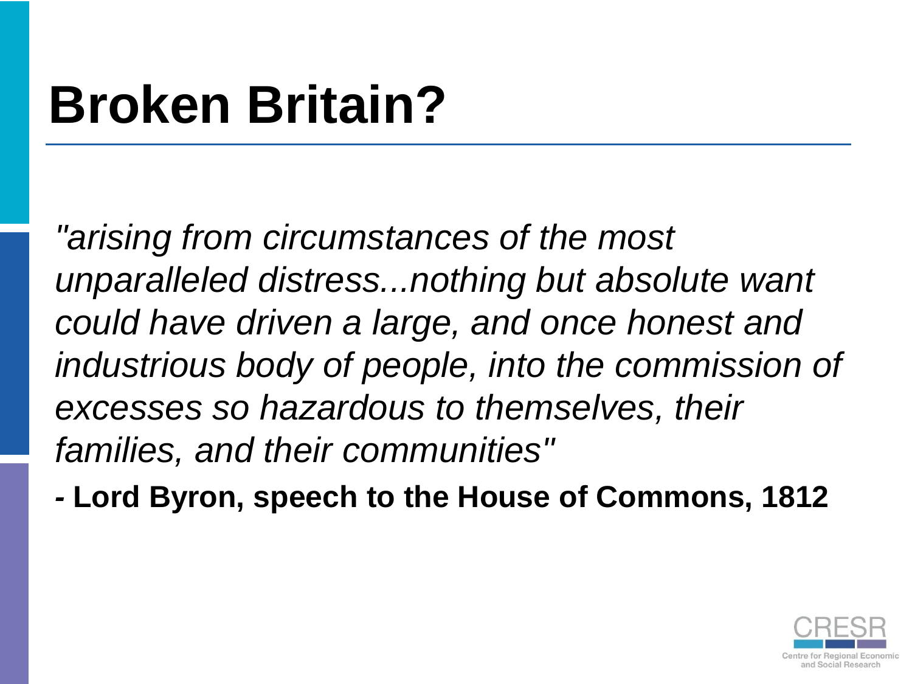# Broken Britain?

*"arising from circumstances of the most unparalleled distress...nothing but absolute want could have driven a large, and once honest and industrious body of people, into the commission of excesses so hazardous to themselves, their families, and their communities"*

**- Lord Byron, speech to the House of Commons, 1812**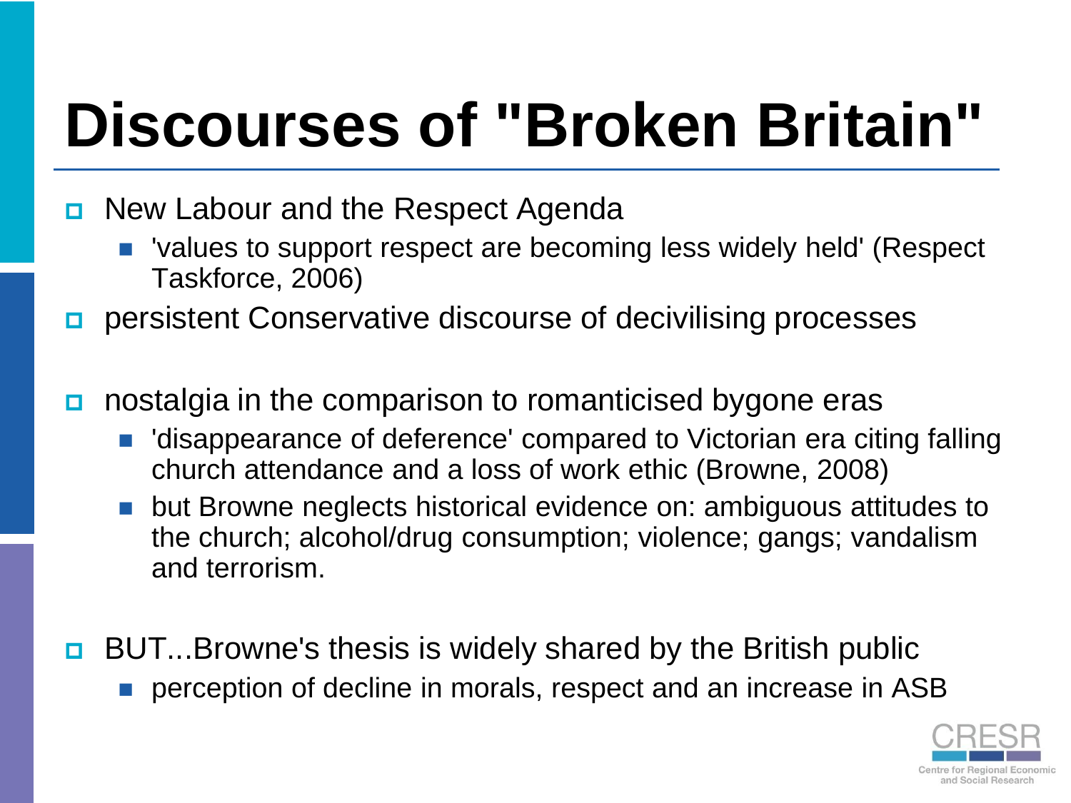# Discourses of "Broken Britain"

- New Labour and the Respect Agenda
  - 'values to support respect are becoming less widely held' (Respect Taskforce, 2006)
- persistent Conservative discourse of decivilising processes
- nostalgia in the comparison to romanticised bygone eras
  - 'disappearance of deference' compared to Victorian era citing falling church attendance and a loss of work ethic (Browne, 2008)
  - but Browne neglects historical evidence on: ambiguous attitudes to the church; alcohol/drug consumption; violence; gangs; vandalism and terrorism.
- BUT...Browne's thesis is widely shared by the British public
  - perception of decline in morals, respect and an increase in ASB

CRESR
Centre for Regional Economic and Social Research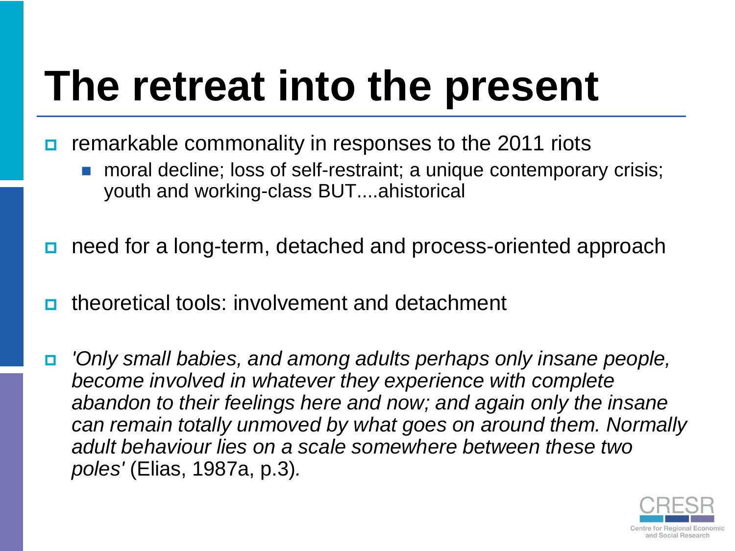# The retreat into the present

- remarkable commonality in responses to the 2011 riots
  - moral decline; loss of self-restraint; a unique contemporary crisis; youth and working-class BUT....ahistorical
- need for a long-term, detached and process-oriented approach
- theoretical tools: involvement and detachment
- *'Only small babies, and among adults perhaps only insane people, become involved in whatever they experience with complete abandon to their feelings here and now; and again only the insane can remain totally unmoved by what goes on around them. Normally adult behaviour lies on a scale somewhere between these two poles'* (Elias, 1987a, p.3)*.*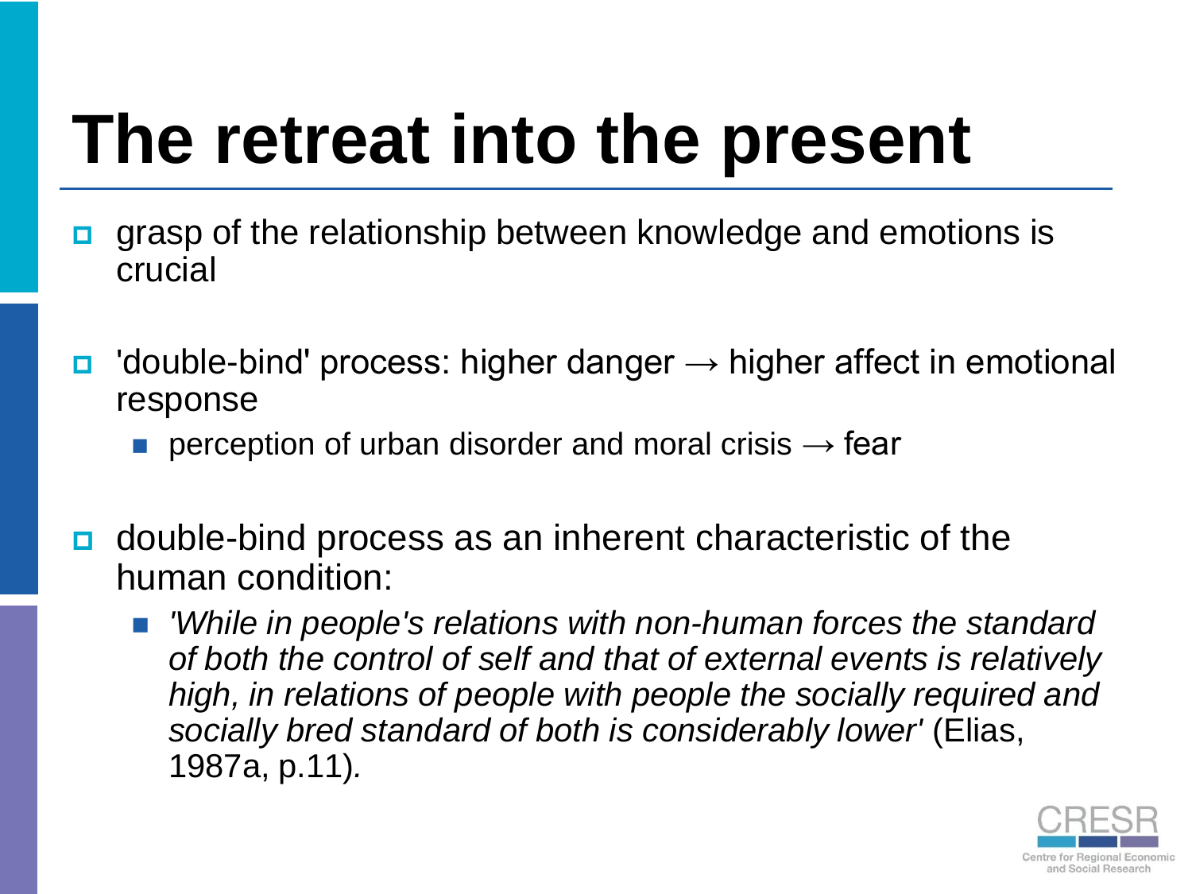# The retreat into the present

- grasp of the relationship between knowledge and emotions is crucial
- 'double-bind' process: higher danger → higher affect in emotional response
  - perception of urban disorder and moral crisis → fear
- double-bind process as an inherent characteristic of the human condition:
  - *'While in people's relations with non-human forces the standard of both the control of self and that of external events is relatively high, in relations of people with people the socially required and socially bred standard of both is considerably lower'* (Elias, 1987a, p.11).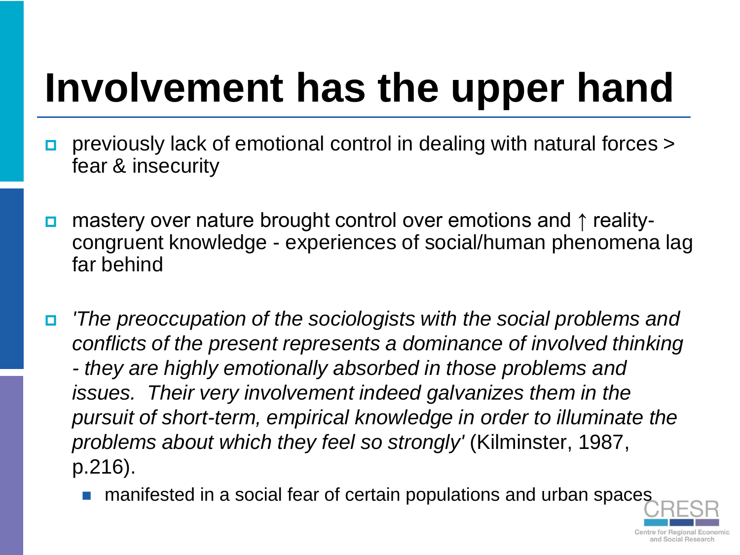# Involvement has the upper hand

- previously lack of emotional control in dealing with natural forces > fear & insecurity
- mastery over nature brought control over emotions and ↑ reality-congruent knowledge - experiences of social/human phenomena lag far behind
- *'The preoccupation of the sociologists with the social problems and conflicts of the present represents a dominance of involved thinking - they are highly emotionally absorbed in those problems and issues. Their very involvement indeed galvanizes them in the pursuit of short-term, empirical knowledge in order to illuminate the problems about which they feel so strongly'* (Kilminster, 1987, p.216).
  - manifested in a social fear of certain populations and urban spaces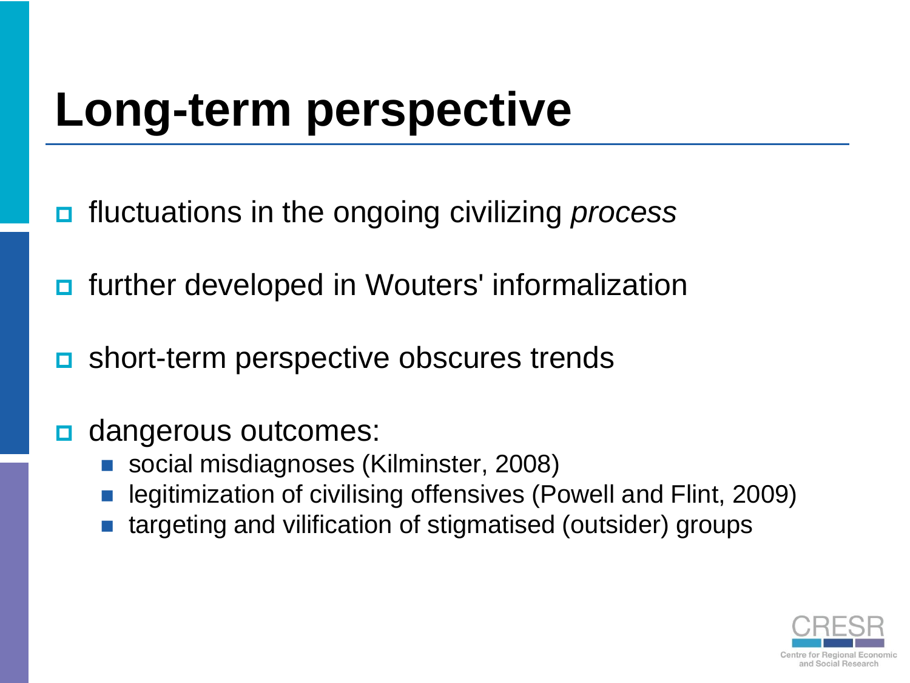# Long-term perspective

- fluctuations in the ongoing civilizing *process*
- further developed in Wouters' informalization
- short-term perspective obscures trends
- dangerous outcomes:
  - social misdiagnoses (Kilminster, 2008)
  - legitimization of civilising offensives (Powell and Flint, 2009)
  - targeting and vilification of stigmatised (outsider) groups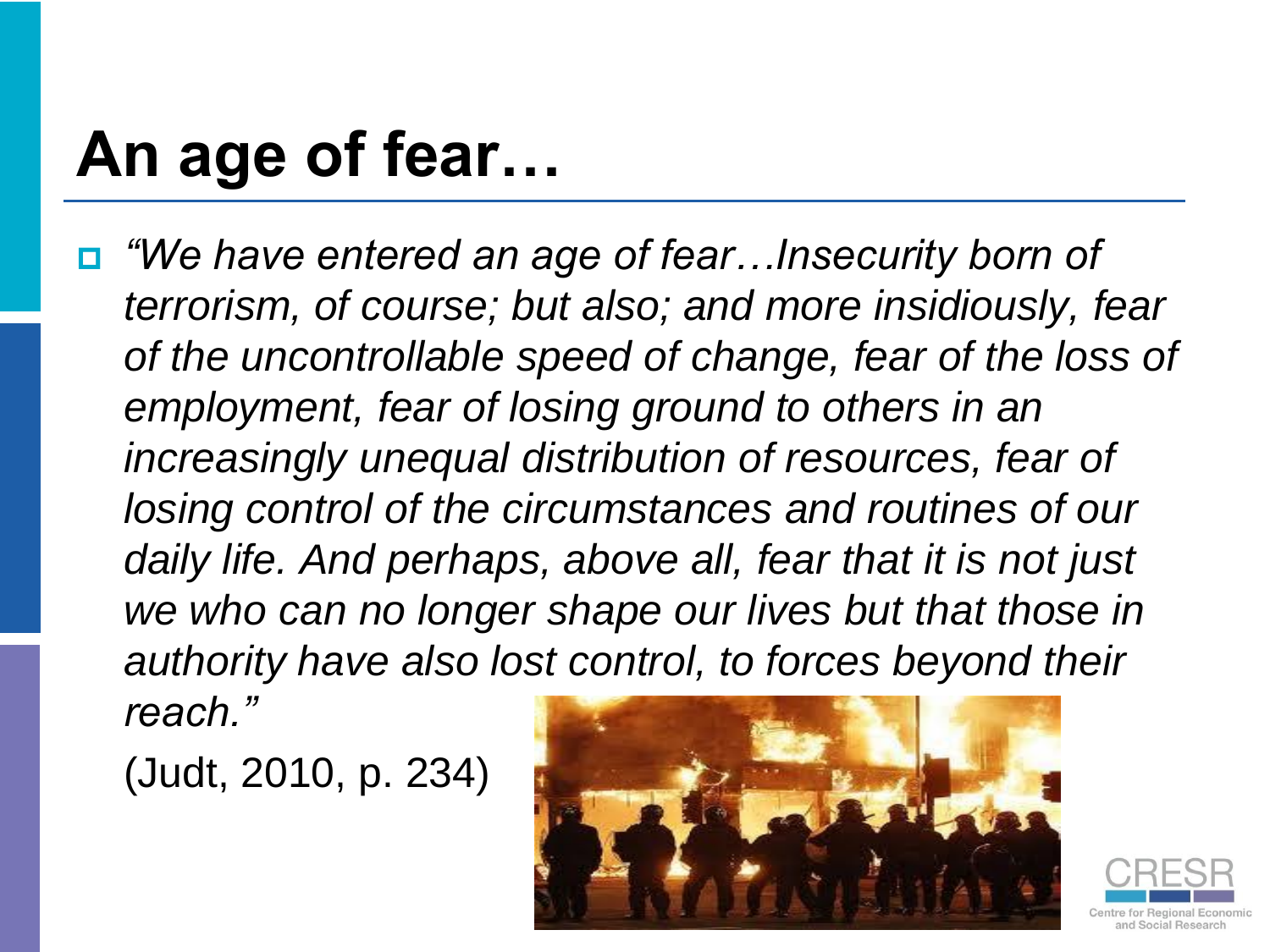# An age of fear…

- *"We have entered an age of fear…Insecurity born of terrorism, of course; but also; and more insidiously, fear of the uncontrollable speed of change, fear of the loss of employment, fear of losing ground to others in an increasingly unequal distribution of resources, fear of losing control of the circumstances and routines of our daily life. And perhaps, above all, fear that it is not just we who can no longer shape our lives but that those in authority have also lost control, to forces beyond their reach."*

  (Judt, 2010, p. 234)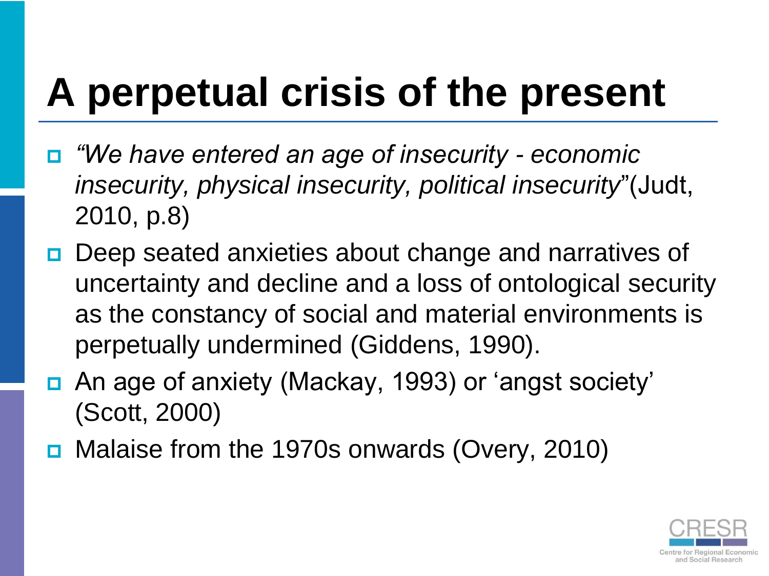# A perpetual crisis of the present

- *"We have entered an age of insecurity - economic insecurity, physical insecurity, political insecurity*"(Judt, 2010, p.8)
- Deep seated anxieties about change and narratives of uncertainty and decline and a loss of ontological security as the constancy of social and material environments is perpetually undermined (Giddens, 1990).
- An age of anxiety (Mackay, 1993) or 'angst society' (Scott, 2000)
- Malaise from the 1970s onwards (Overy, 2010)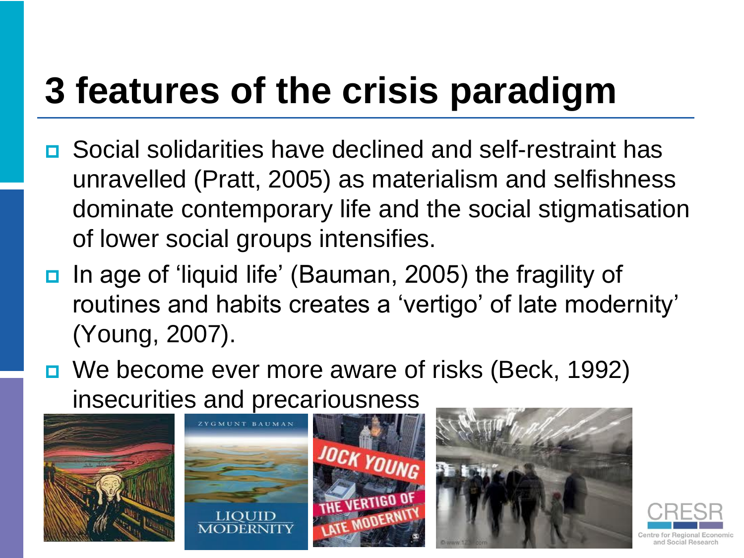# 3 features of the crisis paradigm

- Social solidarities have declined and self-restraint has unravelled (Pratt, 2005) as materialism and selfishness dominate contemporary life and the social stigmatisation of lower social groups intensifies.
- In age of 'liquid life' (Bauman, 2005) the fragility of routines and habits creates a 'vertigo' of late modernity' (Young, 2007).
- We become ever more aware of risks (Beck, 1992) insecurities and precariousness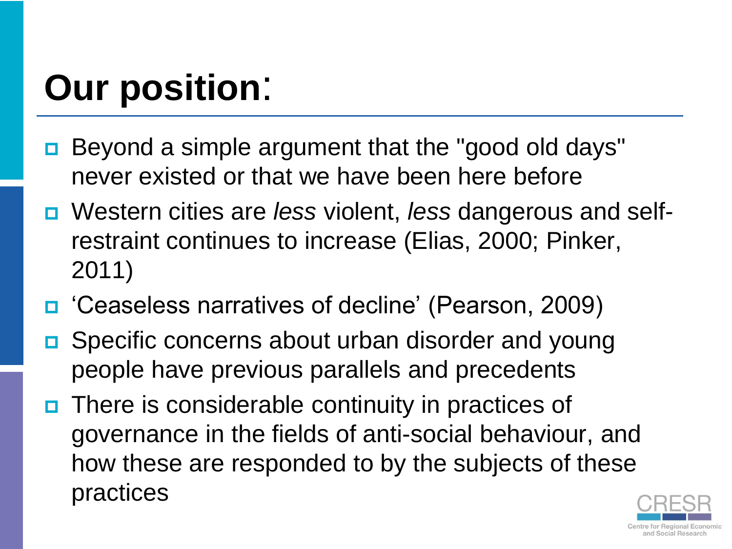# Our position:

- Beyond a simple argument that the "good old days" never existed or that we have been here before
- Western cities are *less* violent, *less* dangerous and self-restraint continues to increase (Elias, 2000; Pinker, 2011)
- 'Ceaseless narratives of decline' (Pearson, 2009)
- Specific concerns about urban disorder and young people have previous parallels and precedents
- There is considerable continuity in practices of governance in the fields of anti-social behaviour, and how these are responded to by the subjects of these practices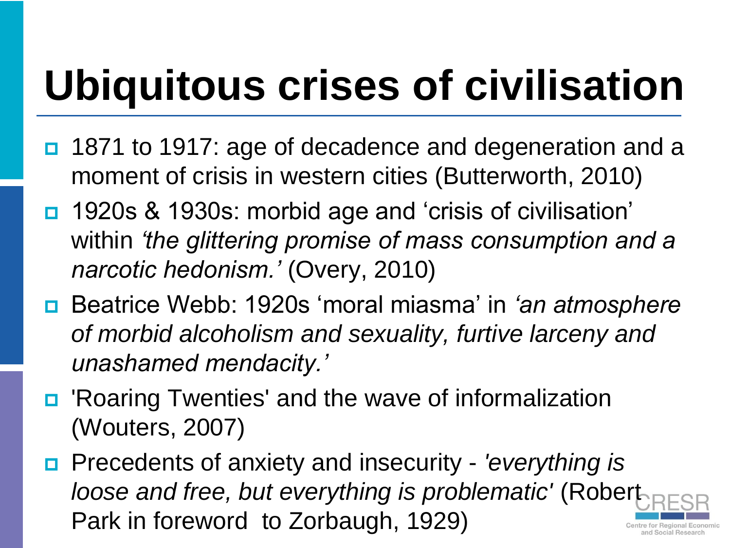# Ubiquitous crises of civilisation

- 1871 to 1917: age of decadence and degeneration and a moment of crisis in western cities (Butterworth, 2010)
- 1920s & 1930s: morbid age and 'crisis of civilisation' within *'the glittering promise of mass consumption and a narcotic hedonism.'* (Overy, 2010)
- Beatrice Webb: 1920s 'moral miasma' in *'an atmosphere of morbid alcoholism and sexuality, furtive larceny and unashamed mendacity.'*
- 'Roaring Twenties' and the wave of informalization (Wouters, 2007)
- Precedents of anxiety and insecurity - *'everything is loose and free, but everything is problematic'* (Robert Park in foreword to Zorbaugh, 1929)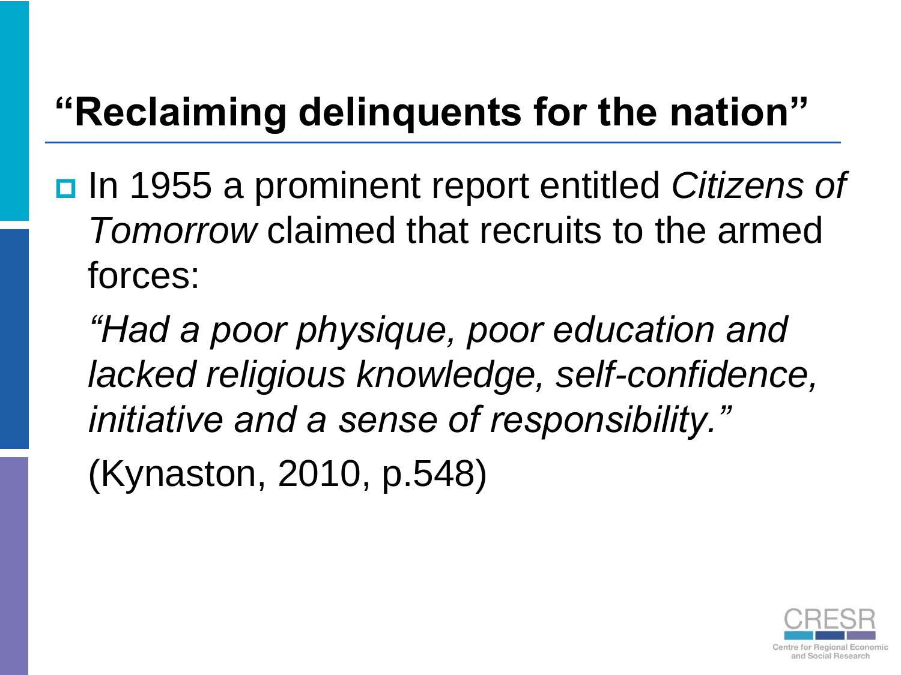# "Reclaiming delinquents for the nation"

- In 1955 a prominent report entitled *Citizens of Tomorrow* claimed that recruits to the armed forces:

  *"Had a poor physique, poor education and lacked religious knowledge, self-confidence, initiative and a sense of responsibility."*

  (Kynaston, 2010, p.548)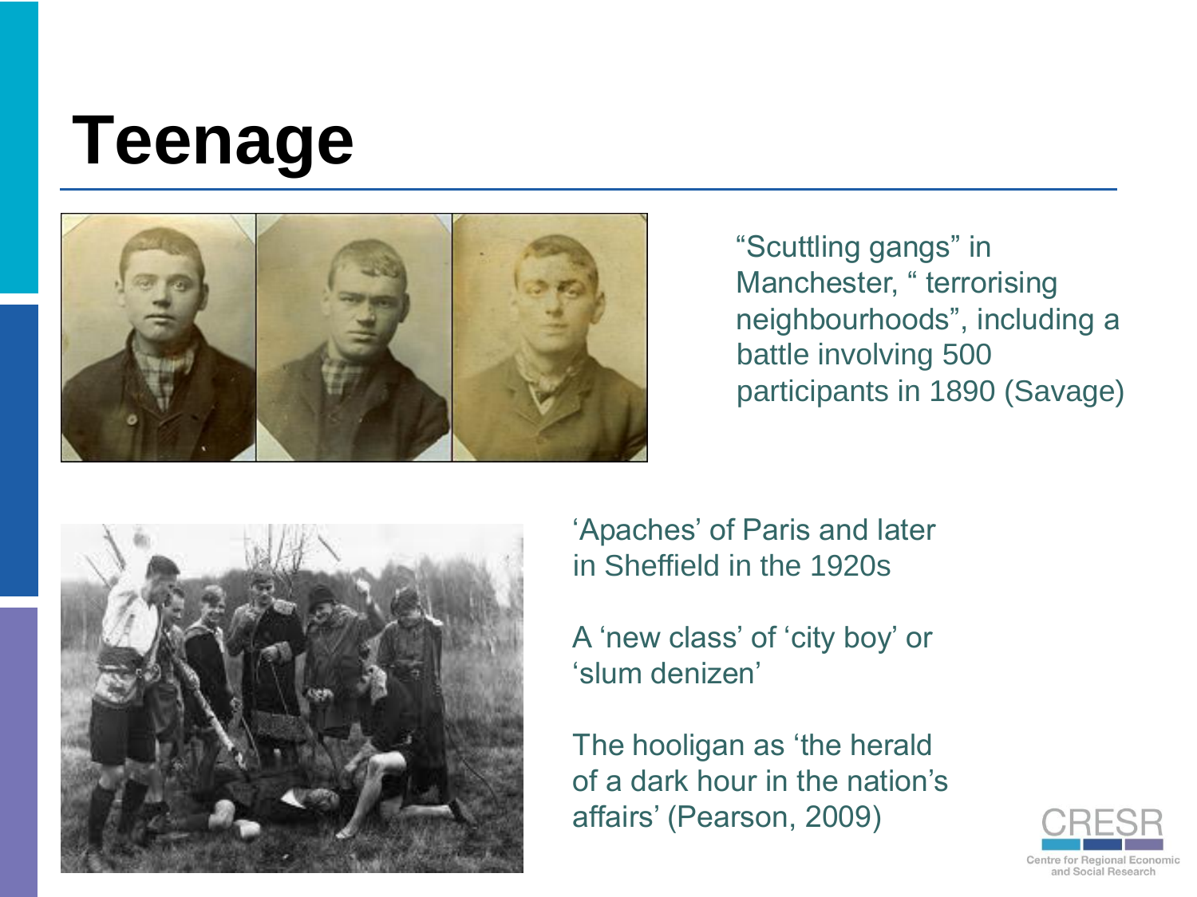# Teenage

"Scuttling gangs" in Manchester, " terrorising neighbourhoods", including a battle involving 500 participants in 1890 (Savage)

'Apaches' of Paris and later in Sheffield in the 1920s

A 'new class' of 'city boy' or 'slum denizen'

The hooligan as 'the herald of a dark hour in the nation's affairs' (Pearson, 2009)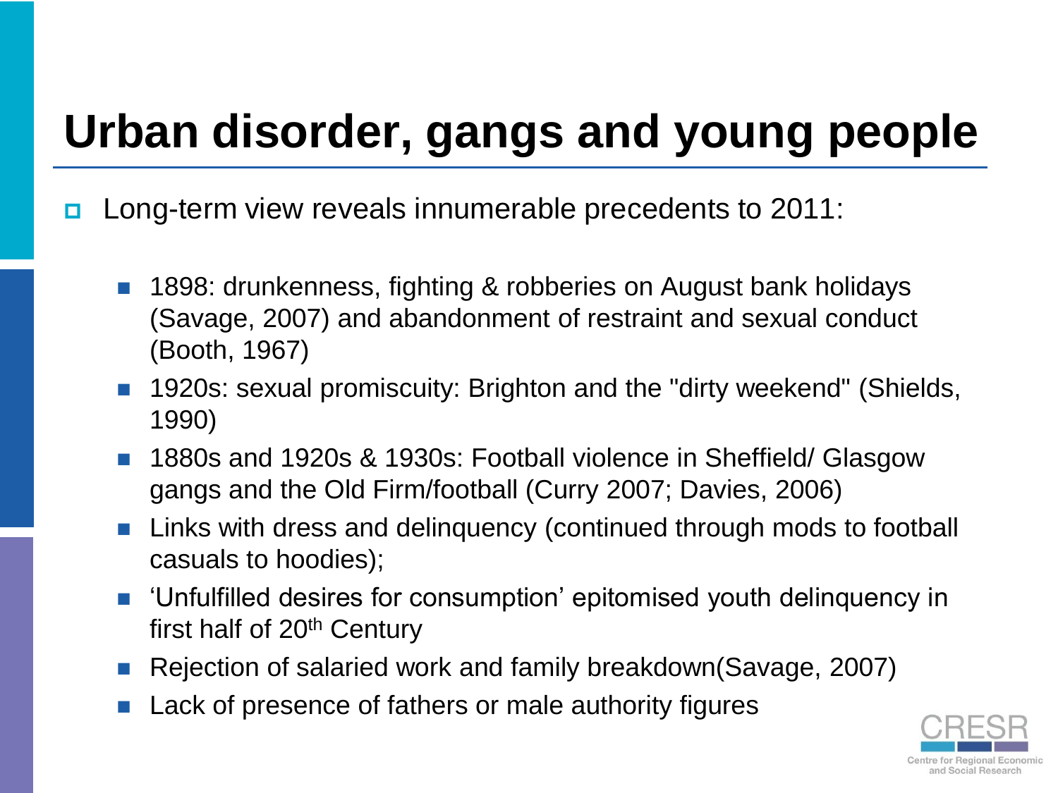# Urban disorder, gangs and young people

- Long-term view reveals innumerable precedents to 2011:
  - 1898: drunkenness, fighting & robberies on August bank holidays (Savage, 2007) and abandonment of restraint and sexual conduct (Booth, 1967)
  - 1920s: sexual promiscuity: Brighton and the "dirty weekend" (Shields, 1990)
  - 1880s and 1920s & 1930s: Football violence in Sheffield/ Glasgow gangs and the Old Firm/football (Curry 2007; Davies, 2006)
  - Links with dress and delinquency (continued through mods to football casuals to hoodies);
  - 'Unfulfilled desires for consumption' epitomised youth delinquency in first half of 20th Century
  - Rejection of salaried work and family breakdown(Savage, 2007)
  - Lack of presence of fathers or male authority figures

CRESR Centre for Regional Economic and Social Research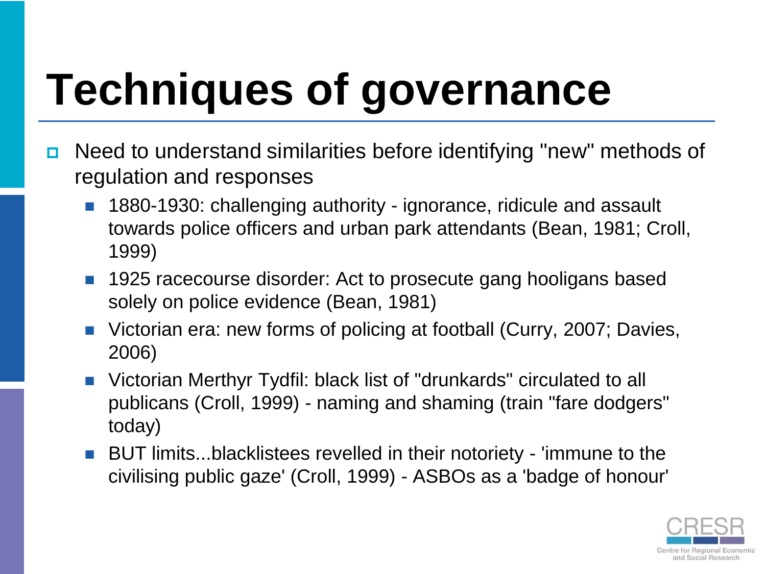# Techniques of governance

- Need to understand similarities before identifying "new" methods of regulation and responses
  - 1880-1930: challenging authority - ignorance, ridicule and assault towards police officers and urban park attendants (Bean, 1981; Croll, 1999)
  - 1925 racecourse disorder: Act to prosecute gang hooligans based solely on police evidence (Bean, 1981)
  - Victorian era: new forms of policing at football (Curry, 2007; Davies, 2006)
  - Victorian Merthyr Tydfil: black list of "drunkards" circulated to all publicans (Croll, 1999) - naming and shaming (train "fare dodgers" today)
  - BUT limits...blacklistees revelled in their notoriety - 'immune to the civilising public gaze' (Croll, 1999) - ASBOs as a 'badge of honour'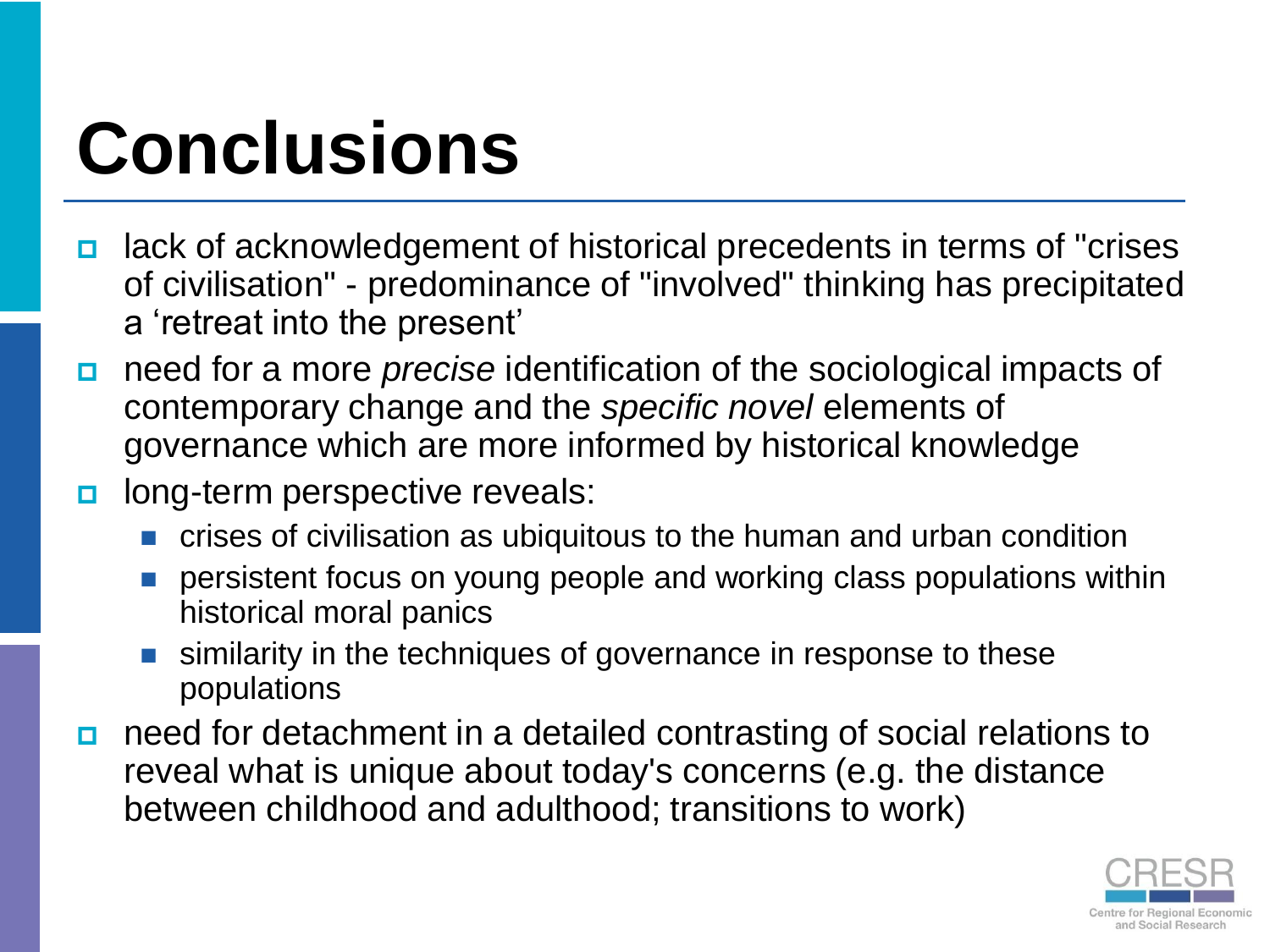# Conclusions

- lack of acknowledgement of historical precedents in terms of "crises of civilisation" - predominance of "involved" thinking has precipitated a 'retreat into the present'
- need for a more *precise* identification of the sociological impacts of contemporary change and the *specific novel* elements of governance which are more informed by historical knowledge
- long-term perspective reveals:
  - crises of civilisation as ubiquitous to the human and urban condition
  - persistent focus on young people and working class populations within historical moral panics
  - similarity in the techniques of governance in response to these populations
- need for detachment in a detailed contrasting of social relations to reveal what is unique about today's concerns (e.g. the distance between childhood and adulthood; transitions to work)

CRESR
Centre for Regional Economic and Social Research